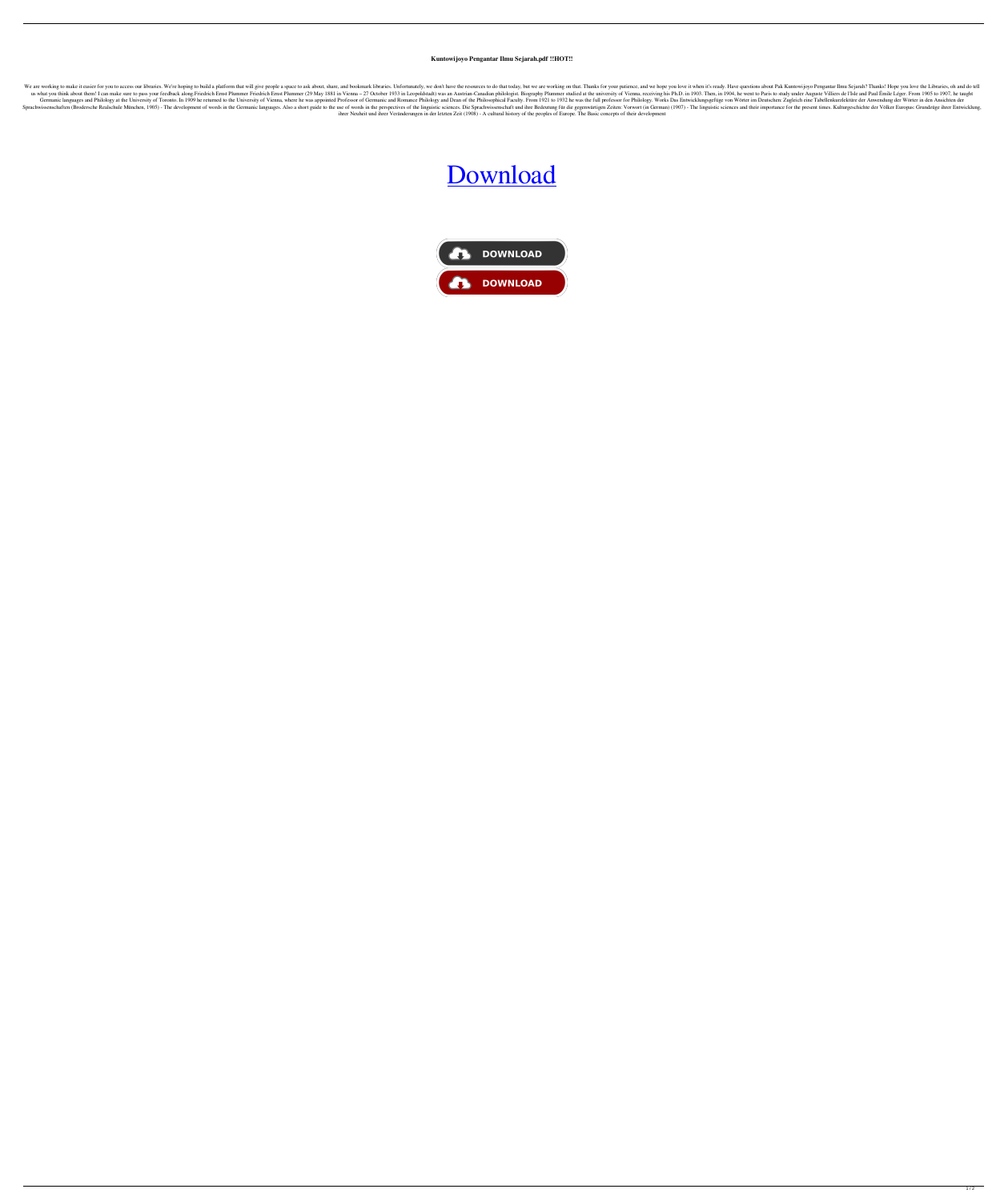**Kuntowijoyo Pengantar Ilmu Sejarah.pdf !!HOT!!**

We are working to make it easier for you to access our libraries. We're hoping to build a platform that will give people a space to ask about, share, and bookmark libraries. Unfortunately, we don't have the resources to do that today, but we are working on that. Thanks for your patience, and we hope you love it when it's ready. Have questions about Pak Kuntowijoyo Pengantar Ilmu Sejarah? Thanks! Hope you love the Libraries, oh and do tell us what you think about them! I can make sure to pass your feedback along.Friedrich Ernst Plummer Friedrich Ernst Plummer (29 May 1881 in Vienna – 27 October 1933 in Leopoldstadt) was an Austrian-Canadian philologist. Biography Plummer studied at the university of Vienna, receiving his Ph.D. in 1903. Then, in 1904, he went to Paris to study under Auguste Villiers de l'Isle and Paul Émile Léger. From 1905 to 1907, he taught Germanic languages and Philology at the University of Toronto. In 1909 he returned to the University of Vienna, where he was appointed Professor of Germanic and Romance Philology and Dean of the Philosophical Faculty. From 1921 to 1932 he was the full professor for Philology. Works Das Entwicklungsgefüge von Wörter im Deutschen: Zugleich eine Tabellenkurzlektüre der Anwendung der Wörter in den Ansichten der Sprachwissenschaften (Brodersche Realschule München, 1905) - The development of words in the Germanic languages. Also a short guide to the use of words in the perspectives of the linguistic sciences. Die Sprachwissenschaft und ihre Bedeutung für die gegenwärtigen Zeiten: Vorwort (in German) (1907) - The linguistic sciences and their importance for the present times. Kulturgeschichte der Völker Europas: Grundzüge ihrer Entwicklung, ihrer Neuheit und ihrer Veränderungen in der letzten Zeit (1908) - A cultural history of the peoples of Europe. The Basic concepts of their development

Download

DOWNLOAD

DOWNLOAD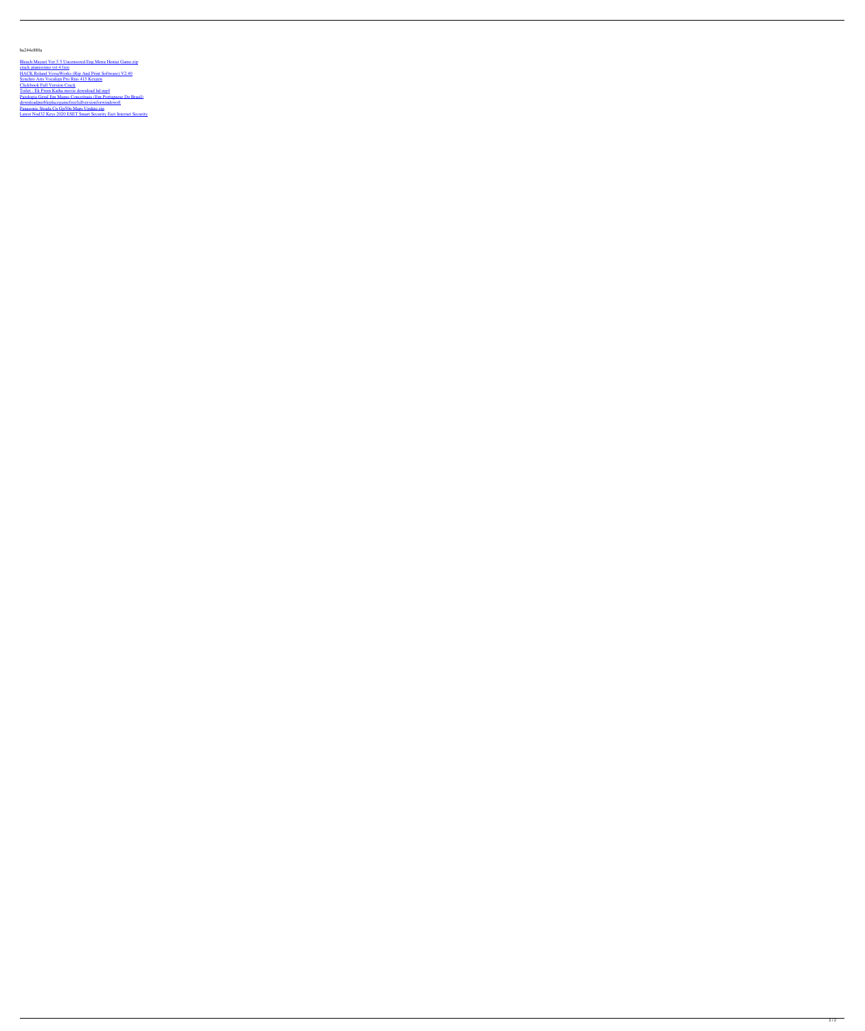ba244e880a

Bleach Mayuri Ver 5.5 Uncensored Eng Menu Hentai Game.zip
crack pianissimo vst 4 free
HACK Roland VersaWorks (Rip And Print Software) V2.40
Synchro Arts Vocalign Pro Rtas 415 Keygen
Clickbook Full Version Crack
Toilet - Ek Prem Katha movie download hd mp4
Patologia Geral Em Mapas Conceituais (Em Portuguese Do Brasil)
downloadpurbleplacegamefreefullversionforwindows8
Panasonic Strada Cn Gp50n Maps Update.zip
Latest Nod32 Keys 2020 ESET Smart Security Eset Internet Security